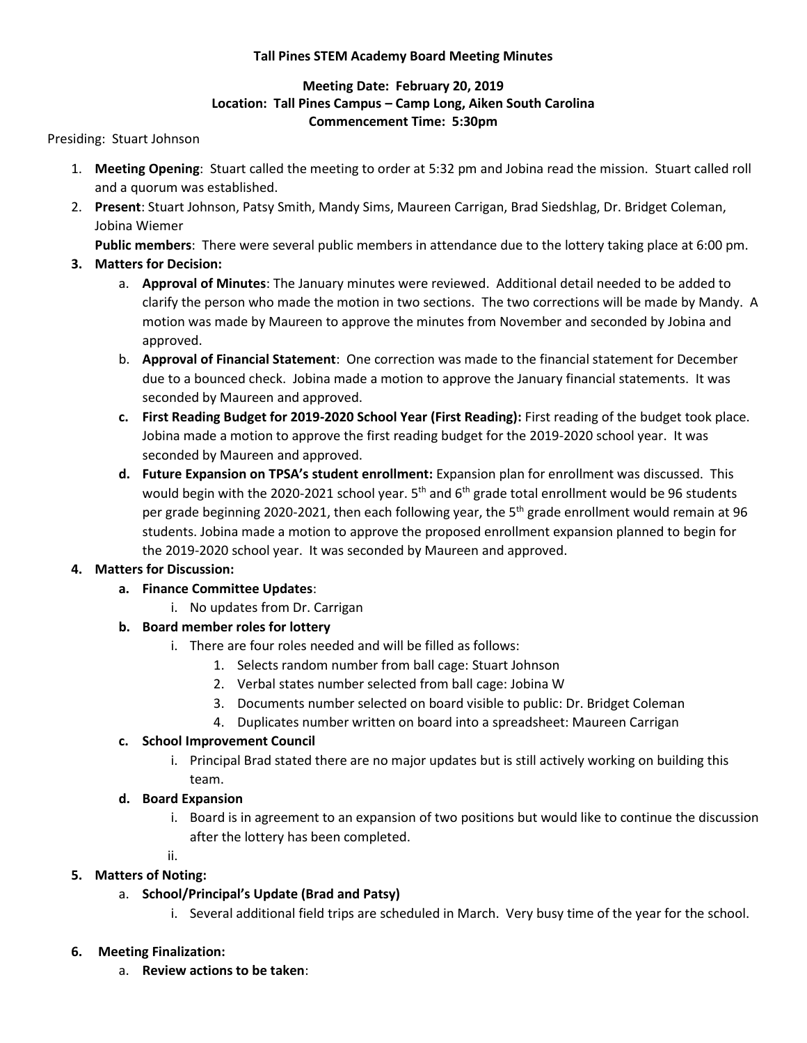**Tall Pines STEM Academy Board Meeting Minutes**

**Meeting Date: February 20, 2019**
**Location: Tall Pines Campus – Camp Long, Aiken South Carolina**
**Commencement Time: 5:30pm**

Presiding: Stuart Johnson

1. **Meeting Opening**: Stuart called the meeting to order at 5:32 pm and Jobina read the mission. Stuart called roll and a quorum was established.
2. **Present**: Stuart Johnson, Patsy Smith, Mandy Sims, Maureen Carrigan, Brad Siedshlag, Dr. Bridget Coleman, Jobina Wiemer

   **Public members**: There were several public members in attendance due to the lottery taking place at 6:00 pm.
3. **Matters for Decision:**
   a. **Approval of Minutes**: The January minutes were reviewed. Additional detail needed to be added to clarify the person who made the motion in two sections. The two corrections will be made by Mandy. A motion was made by Maureen to approve the minutes from November and seconded by Jobina and approved.
   b. **Approval of Financial Statement**: One correction was made to the financial statement for December due to a bounced check. Jobina made a motion to approve the January financial statements. It was seconded by Maureen and approved.
   c. **First Reading Budget for 2019-2020 School Year (First Reading):** First reading of the budget took place. Jobina made a motion to approve the first reading budget for the 2019-2020 school year. It was seconded by Maureen and approved.
   d. **Future Expansion on TPSA's student enrollment:** Expansion plan for enrollment was discussed. This would begin with the 2020-2021 school year. 5th and 6th grade total enrollment would be 96 students per grade beginning 2020-2021, then each following year, the 5th grade enrollment would remain at 96 students. Jobina made a motion to approve the proposed enrollment expansion planned to begin for the 2019-2020 school year. It was seconded by Maureen and approved.
4. **Matters for Discussion:**
   a. **Finance Committee Updates**:
      i. No updates from Dr. Carrigan
   b. **Board member roles for lottery**
      i. There are four roles needed and will be filled as follows:
         1. Selects random number from ball cage: Stuart Johnson
         2. Verbal states number selected from ball cage: Jobina W
         3. Documents number selected on board visible to public: Dr. Bridget Coleman
         4. Duplicates number written on board into a spreadsheet: Maureen Carrigan
   c. **School Improvement Council**
      i. Principal Brad stated there are no major updates but is still actively working on building this team.
   d. **Board Expansion**
      i. Board is in agreement to an expansion of two positions but would like to continue the discussion after the lottery has been completed.
      ii.
5. **Matters of Noting:**
   a. **School/Principal's Update (Brad and Patsy)**
      i. Several additional field trips are scheduled in March. Very busy time of the year for the school.
6. **Meeting Finalization:**
   a. **Review actions to be taken**: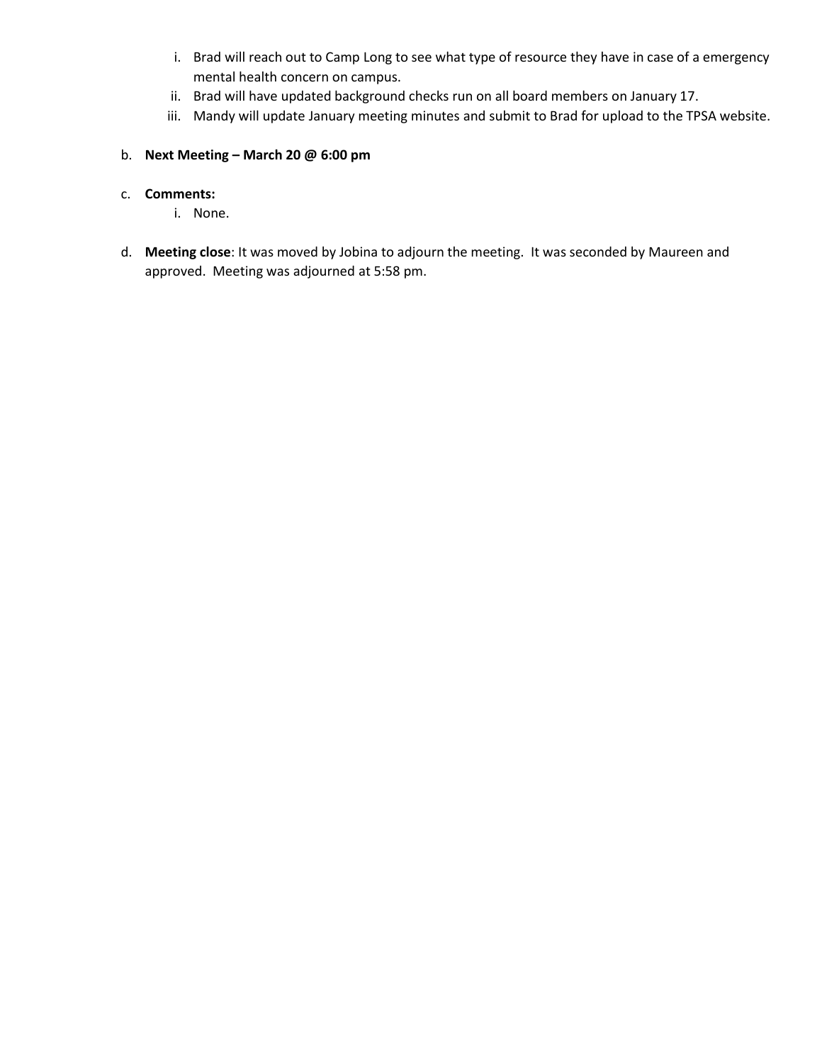i. Brad will reach out to Camp Long to see what type of resource they have in case of a emergency mental health concern on campus.
   ii. Brad will have updated background checks run on all board members on January 17.
   iii. Mandy will update January meeting minutes and submit to Brad for upload to the TPSA website.

b. **Next Meeting – March 20 @ 6:00 pm**

c. **Comments:**
   i. None.

d. **Meeting close**: It was moved by Jobina to adjourn the meeting. It was seconded by Maureen and approved. Meeting was adjourned at 5:58 pm.